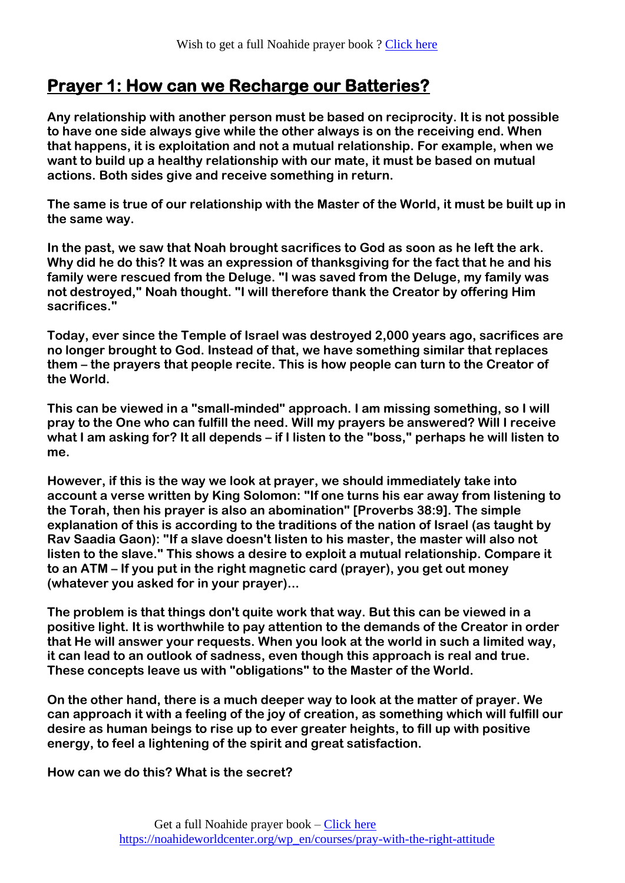Wish to get a full Noahide prayer book ? [Click here](https://noahideworldcenter.org/wp_en/courses/pray-with-the-right-attitude)

## Prayer 1: How can we Recharge our Batteries?

**Any relationship with another person must be based on reciprocity. It is not possible to have one side always give while the other always is on the receiving end. When that happens, it is exploitation and not a mutual relationship. For example, when we want to build up a healthy relationship with our mate, it must be based on mutual actions. Both sides give and receive something in return.**

**The same is true of our relationship with the Master of the World, it must be built up in the same way.**

**In the past, we saw that Noah brought sacrifices to God as soon as he left the ark. Why did he do this? It was an expression of thanksgiving for the fact that he and his family were rescued from the Deluge. "I was saved from the Deluge, my family was not destroyed," Noah thought. "I will therefore thank the Creator by offering Him sacrifices."**

**Today, ever since the Temple of Israel was destroyed 2,000 years ago, sacrifices are no longer brought to God. Instead of that, we have something similar that replaces them – the prayers that people recite. This is how people can turn to the Creator of the World.**

**This can be viewed in a "small-minded" approach. I am missing something, so I will pray to the One who can fulfill the need. Will my prayers be answered? Will I receive what I am asking for? It all depends – if I listen to the "boss," perhaps he will listen to me.**

**However, if this is the way we look at prayer, we should immediately take into account a verse written by King Solomon: "If one turns his ear away from listening to the Torah, then his prayer is also an abomination" [Proverbs 38:9]. The simple explanation of this is according to the traditions of the nation of Israel (as taught by Rav Saadia Gaon): "If a slave doesn't listen to his master, the master will also not listen to the slave." This shows a desire to exploit a mutual relationship. Compare it to an ATM – If you put in the right magnetic card (prayer), you get out money (whatever you asked for in your prayer)...**

**The problem is that things don't quite work that way. But this can be viewed in a positive light. It is worthwhile to pay attention to the demands of the Creator in order that He will answer your requests. When you look at the world in such a limited way, it can lead to an outlook of sadness, even though this approach is real and true. These concepts leave us with "obligations" to the Master of the World.**

**On the other hand, there is a much deeper way to look at the matter of prayer. We can approach it with a feeling of the joy of creation, as something which will fulfill our desire as human beings to rise up to ever greater heights, to fill up with positive energy, to feel a lightening of the spirit and great satisfaction.**

**How can we do this? What is the secret?**

Get a full Noahide prayer book – [Click here](https://noahideworldcenter.org/wp_en/courses/pray-with-the-right-attitude)
https://noahideworldcenter.org/wp_en/courses/pray-with-the-right-attitude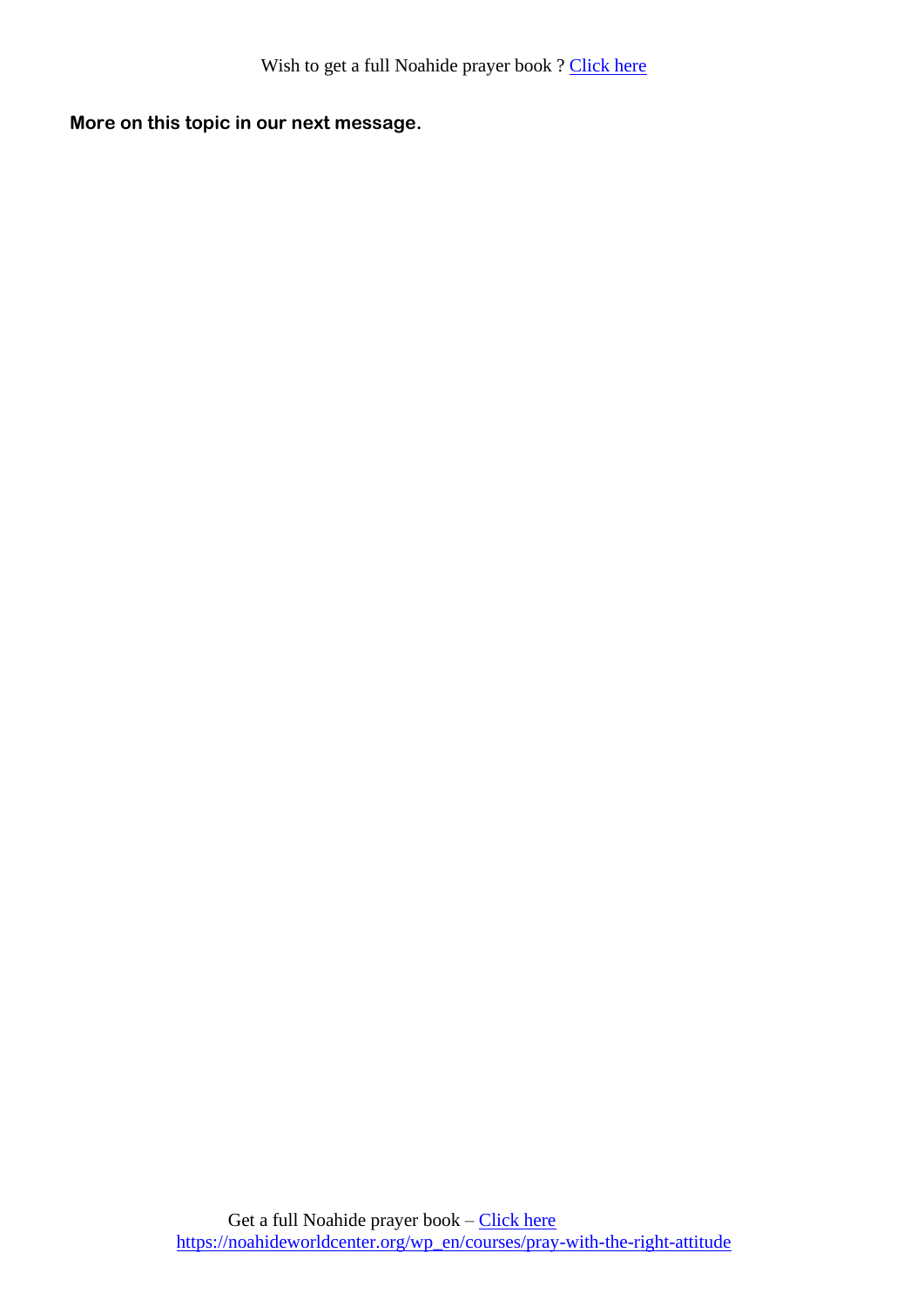Wish to get a full Noahide prayer book ? Click here

**More on this topic in our next message.**